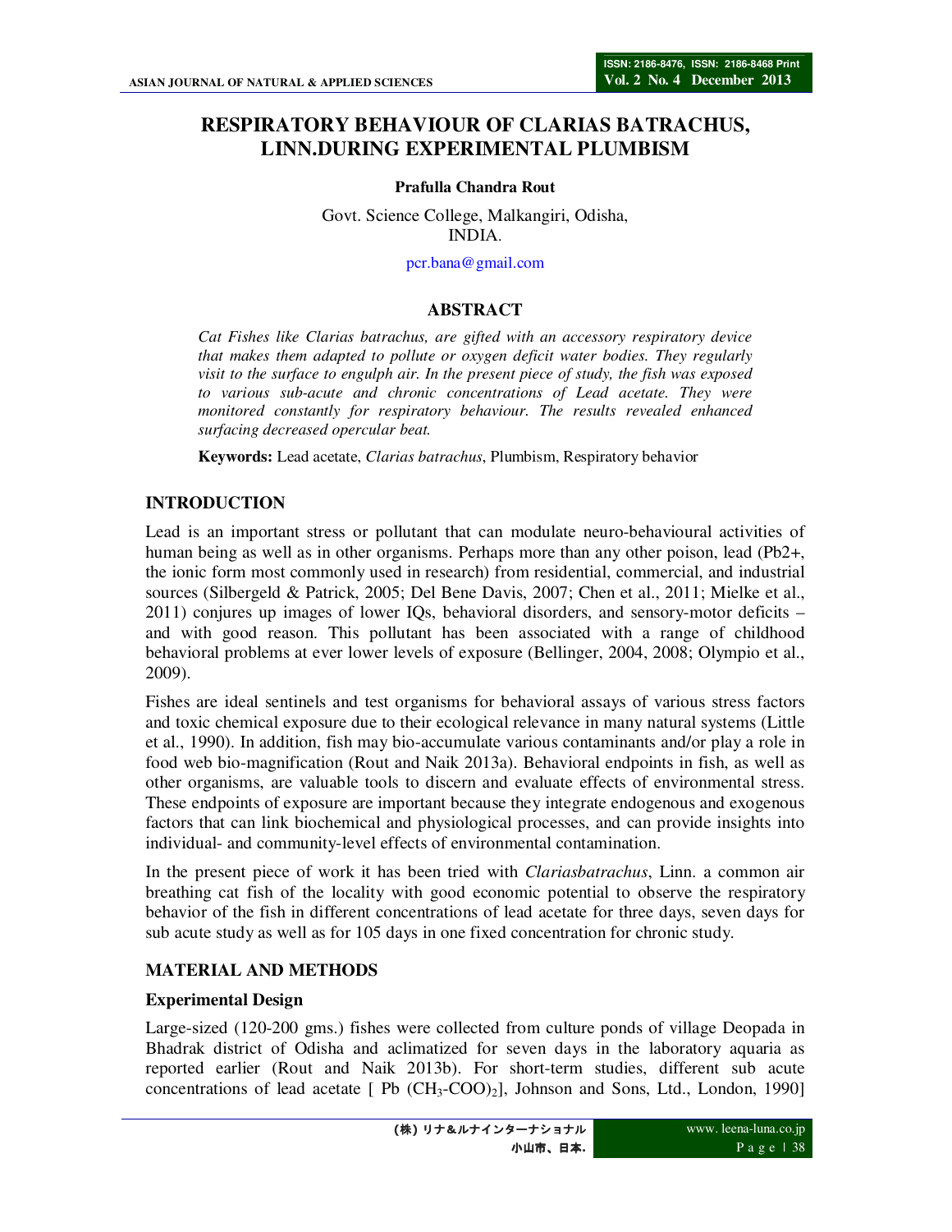# RESPIRATORY BEHAVIOUR OF CLARIAS BATRACHUS, LINN.DURING EXPERIMENTAL PLUMBISM

**Prafulla Chandra Rout**

Govt. Science College, Malkangiri, Odisha,
INDIA.

pcr.bana@gmail.com

## ABSTRACT

*Cat Fishes like Clarias batrachus, are gifted with an accessory respiratory device that makes them adapted to pollute or oxygen deficit water bodies. They regularly visit to the surface to engulph air. In the present piece of study, the fish was exposed to various sub-acute and chronic concentrations of Lead acetate. They were monitored constantly for respiratory behaviour. The results revealed enhanced surfacing decreased opercular beat.*

**Keywords:** Lead acetate, *Clarias batrachus*, Plumbism, Respiratory behavior

## INTRODUCTION

Lead is an important stress or pollutant that can modulate neuro-behavioural activities of human being as well as in other organisms. Perhaps more than any other poison, lead (Pb2+, the ionic form most commonly used in research) from residential, commercial, and industrial sources (Silbergeld & Patrick, 2005; Del Bene Davis, 2007; Chen et al., 2011; Mielke et al., 2011) conjures up images of lower IQs, behavioral disorders, and sensory-motor deficits – and with good reason. This pollutant has been associated with a range of childhood behavioral problems at ever lower levels of exposure (Bellinger, 2004, 2008; Olympio et al., 2009).

Fishes are ideal sentinels and test organisms for behavioral assays of various stress factors and toxic chemical exposure due to their ecological relevance in many natural systems (Little et al., 1990). In addition, fish may bio-accumulate various contaminants and/or play a role in food web bio-magnification (Rout and Naik 2013a). Behavioral endpoints in fish, as well as other organisms, are valuable tools to discern and evaluate effects of environmental stress. These endpoints of exposure are important because they integrate endogenous and exogenous factors that can link biochemical and physiological processes, and can provide insights into individual- and community-level effects of environmental contamination.

In the present piece of work it has been tried with *Clariasbatrachus*, Linn. a common air breathing cat fish of the locality with good economic potential to observe the respiratory behavior of the fish in different concentrations of lead acetate for three days, seven days for sub acute study as well as for 105 days in one fixed concentration for chronic study.

## MATERIAL AND METHODS

### Experimental Design

Large-sized (120-200 gms.) fishes were collected from culture ponds of village Deopada in Bhadrak district of Odisha and aclimatized for seven days in the laboratory aquaria as reported earlier (Rout and Naik 2013b). For short-term studies, different sub acute concentrations of lead acetate [ Pb $(CH_3\text{-}COO)_2$], Johnson and Sons, Ltd., London, 1990]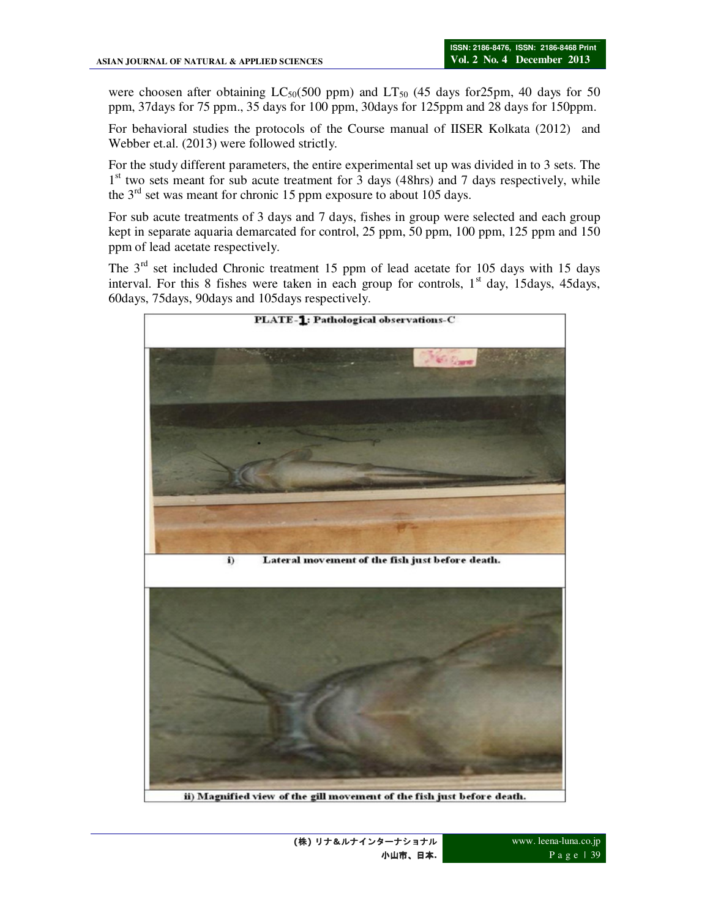were choosen after obtaining $LC_{50}$(500 ppm) and $LT_{50}$ (45 days for25pm, 40 days for 50 ppm, 37days for 75 ppm., 35 days for 100 ppm, 30days for 125ppm and 28 days for 150ppm.

For behavioral studies the protocols of the Course manual of IISER Kolkata (2012) and Webber et.al. (2013) were followed strictly.

For the study different parameters, the entire experimental set up was divided in to 3 sets. The 1st two sets meant for sub acute treatment for 3 days (48hrs) and 7 days respectively, while the 3rd set was meant for chronic 15 ppm exposure to about 105 days.

For sub acute treatments of 3 days and 7 days, fishes in group were selected and each group kept in separate aquaria demarcated for control, 25 ppm, 50 ppm, 100 ppm, 125 ppm and 150 ppm of lead acetate respectively.

The 3rd set included Chronic treatment 15 ppm of lead acetate for 105 days with 15 days interval. For this 8 fishes were taken in each group for controls, 1st day, 15days, 45days, 60days, 75days, 90days and 105days respectively.

**PLATE-1: Pathological observations-C**

i) Lateral movement of the fish just before death.

ii) Magnified view of the gill movement of the fish just before death.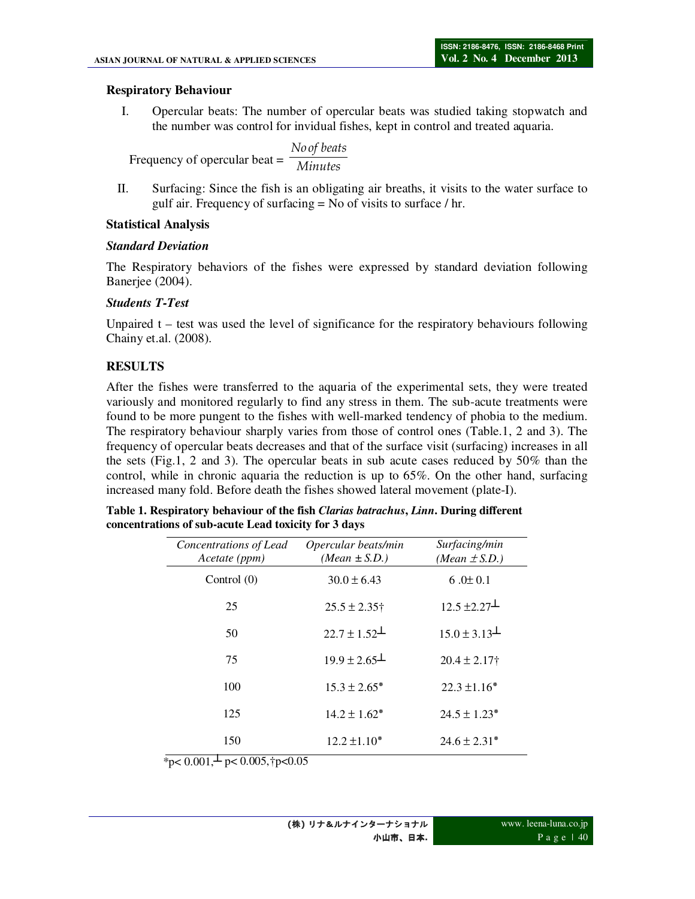**Respiratory Behaviour**

I. Opercular beats: The number of opercular beats was studied taking stopwatch and the number was control for invidual fishes, kept in control and treated aquaria.

$$\text{Frequency of opercular beat} = \frac{No\,of\,beats}{Minutes}$$

II. Surfacing: Since the fish is an obligating air breaths, it visits to the water surface to gulf air. Frequency of surfacing = No of visits to surface / hr.

**Statistical Analysis**

***Standard Deviation***

The Respiratory behaviors of the fishes were expressed by standard deviation following Banerjee (2004).

***Students T-Test***

Unpaired t – test was used the level of significance for the respiratory behaviours following Chainy et.al. (2008).

## RESULTS

After the fishes were transferred to the aquaria of the experimental sets, they were treated variously and monitored regularly to find any stress in them. The sub-acute treatments were found to be more pungent to the fishes with well-marked tendency of phobia to the medium. The respiratory behaviour sharply varies from those of control ones (Table.1, 2 and 3). The frequency of opercular beats decreases and that of the surface visit (surfacing) increases in all the sets (Fig.1, 2 and 3). The opercular beats in sub acute cases reduced by 50% than the control, while in chronic aquaria the reduction is up to 65%. On the other hand, surfacing increased many fold. Before death the fishes showed lateral movement (plate-I).

**Table 1. Respiratory behaviour of the fish *Clarias batrachus*, *Linn*. During different concentrations of sub-acute Lead toxicity for 3 days**

| *Concentrations of Lead Acetate (ppm)* | *Opercular beats/min (Mean ± S.D.)* | *Surfacing/min (Mean ± S.D.)* |
|---|---|---|
| Control (0) | 30.0 ± 6.43 | 6 .0± 0.1 |
| 25 | 25.5 ± 2.35† | 12.5 ±2.27┴ |
| 50 | 22.7 ± 1.52┴ | 15.0 ± 3.13┴ |
| 75 | 19.9 ± 2.65┴ | 20.4 ± 2.17† |
| 100 | 15.3 ± 2.65* | 22.3 ±1.16* |
| 125 | 14.2 ± 1.62* | 24.5 ± 1.23* |
| 150 | 12.2 ±1.10* | 24.6 ± 2.31* |

*$p< 0.001$, ┴ $p< 0.005$, †$p<0.05$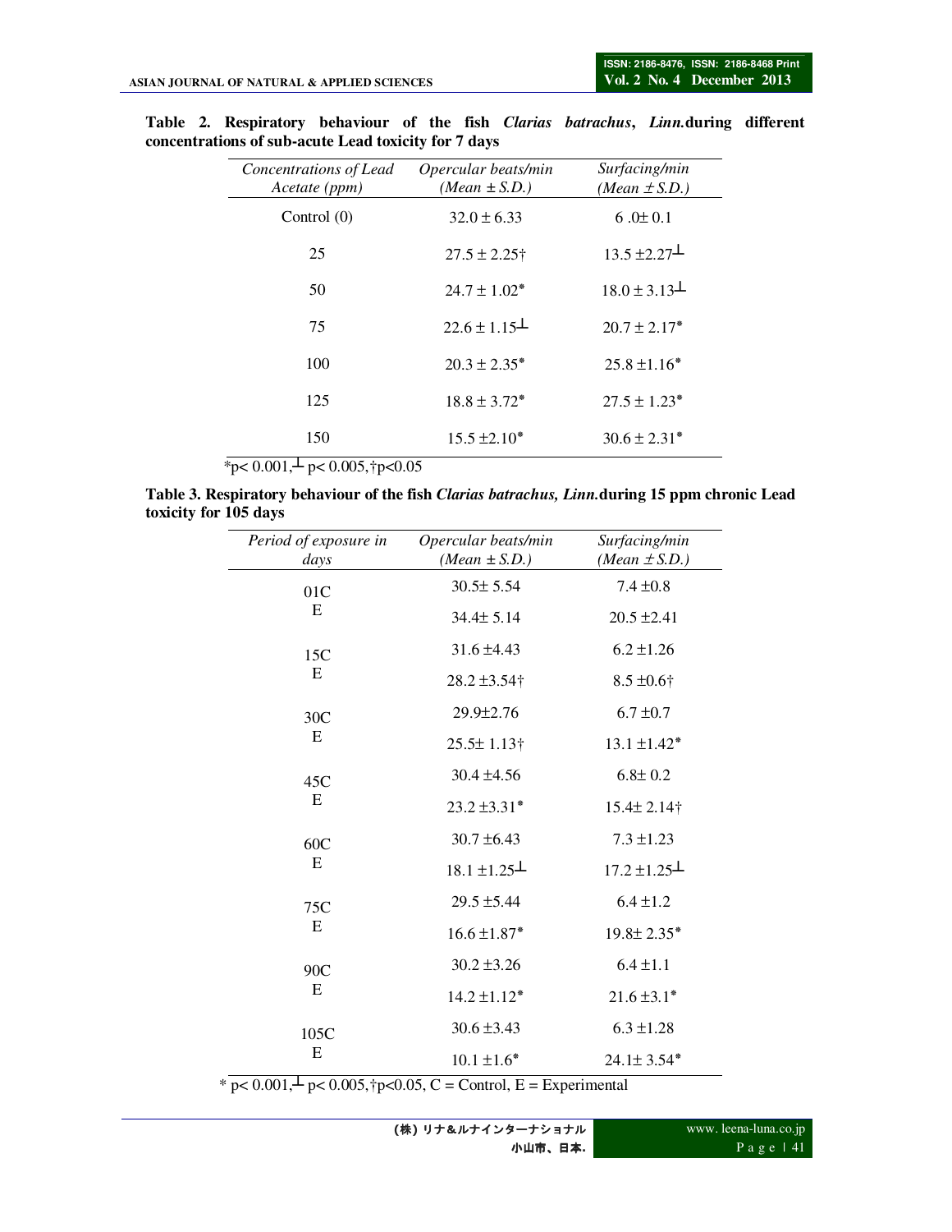**Table 2. Respiratory behaviour of the fish *Clarias batrachus*, *Linn.* during different concentrations of sub-acute Lead toxicity for 7 days**

| *Concentrations of Lead Acetate (ppm)* | *Opercular beats/min (Mean ± S.D.)* | *Surfacing/min (Mean ± S.D.)* |
|---|---|---|
| Control (0) | 32.0 ± 6.33 | 6 .0± 0.1 |
| 25 | 27.5 ± 2.25† | 13.5 ±2.27┴ |
| 50 | 24.7 ± 1.02* | 18.0 ± 3.13┴ |
| 75 | 22.6 ± 1.15┴ | 20.7 ± 2.17* |
| 100 | 20.3 ± 2.35* | 25.8 ±1.16* |
| 125 | 18.8 ± 3.72* | 27.5 ± 1.23* |
| 150 | 15.5 ±2.10* | 30.6 ± 2.31* |

*p< 0.001,┴ p< 0.005,†p<0.05

**Table 3. Respiratory behaviour of the fish *Clarias batrachus, Linn.* during 15 ppm chronic Lead toxicity for 105 days**

| *Period of exposure in days* | *Opercular beats/min (Mean ± S.D.)* | *Surfacing/min (Mean ± S.D.)* |
|---|---|---|
| 01C | 30.5± 5.54 | 7.4 ±0.8 |
| E | 34.4± 5.14 | 20.5 ±2.41 |
| 15C | 31.6 ±4.43 | 6.2 ±1.26 |
| E | 28.2 ±3.54† | 8.5 ±0.6† |
| 30C | 29.9±2.76 | 6.7 ±0.7 |
| E | 25.5± 1.13† | 13.1 ±1.42* |
| 45C | 30.4 ±4.56 | 6.8± 0.2 |
| E | 23.2 ±3.31* | 15.4± 2.14† |
| 60C | 30.7 ±6.43 | 7.3 ±1.23 |
| E | 18.1 ±1.25┴ | 17.2 ±1.25┴ |
| 75C | 29.5 ±5.44 | 6.4 ±1.2 |
| E | 16.6 ±1.87* | 19.8± 2.35* |
| 90C | 30.2 ±3.26 | 6.4 ±1.1 |
| E | 14.2 ±1.12* | 21.6 ±3.1* |
| 105C | 30.6 ±3.43 | 6.3 ±1.28 |
| E | 10.1 ±1.6* | 24.1± 3.54* |

* p< 0.001,┴ p< 0.005,†p<0.05, C = Control, E = Experimental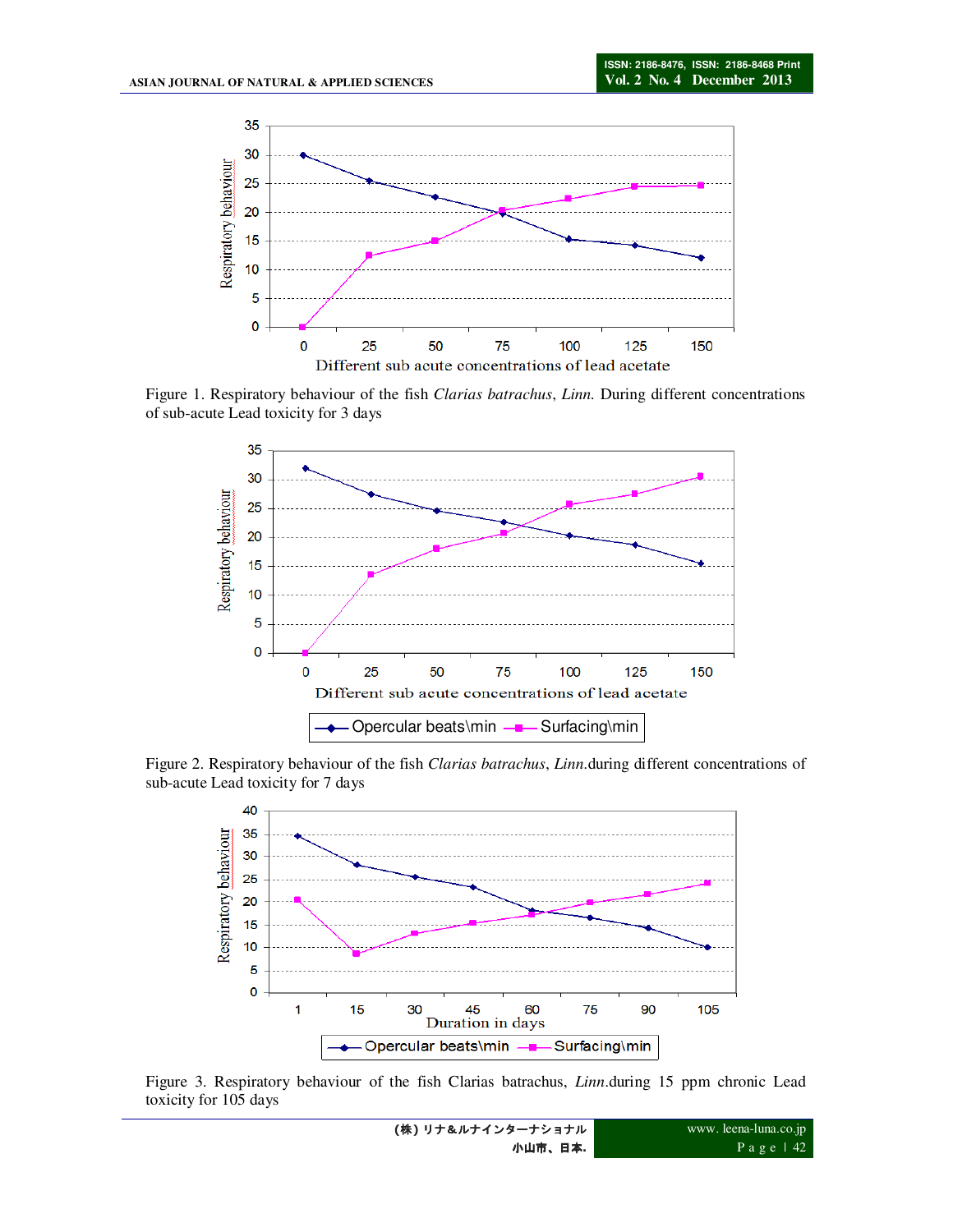Figure 1. Respiratory behaviour of the fish *Clarias batrachus*, *Linn.* During different concentrations of sub-acute Lead toxicity for 3 days

Figure 2. Respiratory behaviour of the fish *Clarias batrachus*, *Linn*.during different concentrations of sub-acute Lead toxicity for 7 days

Figure 3. Respiratory behaviour of the fish Clarias batrachus, *Linn*.during 15 ppm chronic Lead toxicity for 105 days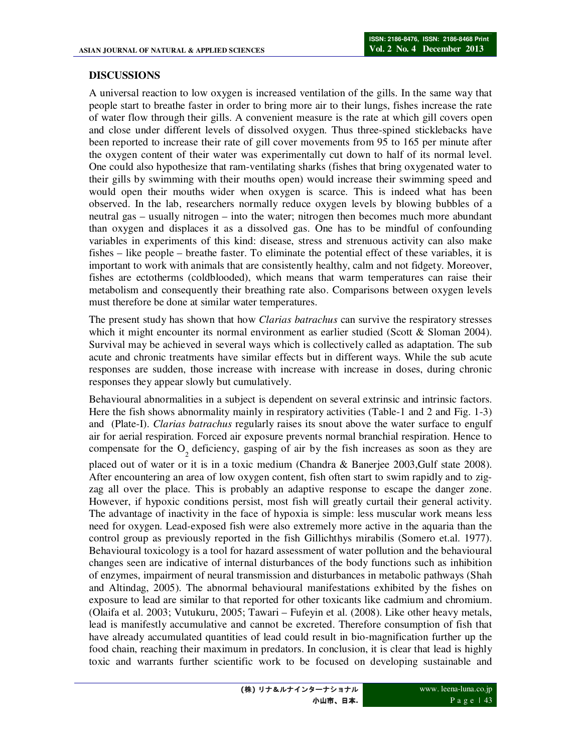## DISCUSSIONS

A universal reaction to low oxygen is increased ventilation of the gills. In the same way that people start to breathe faster in order to bring more air to their lungs, fishes increase the rate of water flow through their gills. A convenient measure is the rate at which gill covers open and close under different levels of dissolved oxygen. Thus three-spined sticklebacks have been reported to increase their rate of gill cover movements from 95 to 165 per minute after the oxygen content of their water was experimentally cut down to half of its normal level. One could also hypothesize that ram-ventilating sharks (fishes that bring oxygenated water to their gills by swimming with their mouths open) would increase their swimming speed and would open their mouths wider when oxygen is scarce. This is indeed what has been observed. In the lab, researchers normally reduce oxygen levels by blowing bubbles of a neutral gas – usually nitrogen – into the water; nitrogen then becomes much more abundant than oxygen and displaces it as a dissolved gas. One has to be mindful of confounding variables in experiments of this kind: disease, stress and strenuous activity can also make fishes – like people – breathe faster. To eliminate the potential effect of these variables, it is important to work with animals that are consistently healthy, calm and not fidgety. Moreover, fishes are ectotherms (coldblooded), which means that warm temperatures can raise their metabolism and consequently their breathing rate also. Comparisons between oxygen levels must therefore be done at similar water temperatures.

The present study has shown that how *Clarias batrachus* can survive the respiratory stresses which it might encounter its normal environment as earlier studied (Scott & Sloman 2004). Survival may be achieved in several ways which is collectively called as adaptation. The sub acute and chronic treatments have similar effects but in different ways. While the sub acute responses are sudden, those increase with increase with increase in doses, during chronic responses they appear slowly but cumulatively.

Behavioural abnormalities in a subject is dependent on several extrinsic and intrinsic factors. Here the fish shows abnormality mainly in respiratory activities (Table-1 and 2 and Fig. 1-3) and (Plate-I). *Clarias batrachus* regularly raises its snout above the water surface to engulf air for aerial respiration. Forced air exposure prevents normal branchial respiration. Hence to compensate for the $O_2$ deficiency, gasping of air by the fish increases as soon as they are placed out of water or it is in a toxic medium (Chandra & Banerjee 2003,Gulf state 2008). After encountering an area of low oxygen content, fish often start to swim rapidly and to zig-zag all over the place. This is probably an adaptive response to escape the danger zone. However, if hypoxic conditions persist, most fish will greatly curtail their general activity. The advantage of inactivity in the face of hypoxia is simple: less muscular work means less need for oxygen. Lead-exposed fish were also extremely more active in the aquaria than the control group as previously reported in the fish Gillichthys mirabilis (Somero et.al. 1977). Behavioural toxicology is a tool for hazard assessment of water pollution and the behavioural changes seen are indicative of internal disturbances of the body functions such as inhibition of enzymes, impairment of neural transmission and disturbances in metabolic pathways (Shah and Altindag, 2005). The abnormal behavioural manifestations exhibited by the fishes on exposure to lead are similar to that reported for other toxicants like cadmium and chromium. (Olaifa et al. 2003; Vutukuru, 2005; Tawari – Fufeyin et al. (2008). Like other heavy metals, lead is manifestly accumulative and cannot be excreted. Therefore consumption of fish that have already accumulated quantities of lead could result in bio-magnification further up the food chain, reaching their maximum in predators. In conclusion, it is clear that lead is highly toxic and warrants further scientific work to be focused on developing sustainable and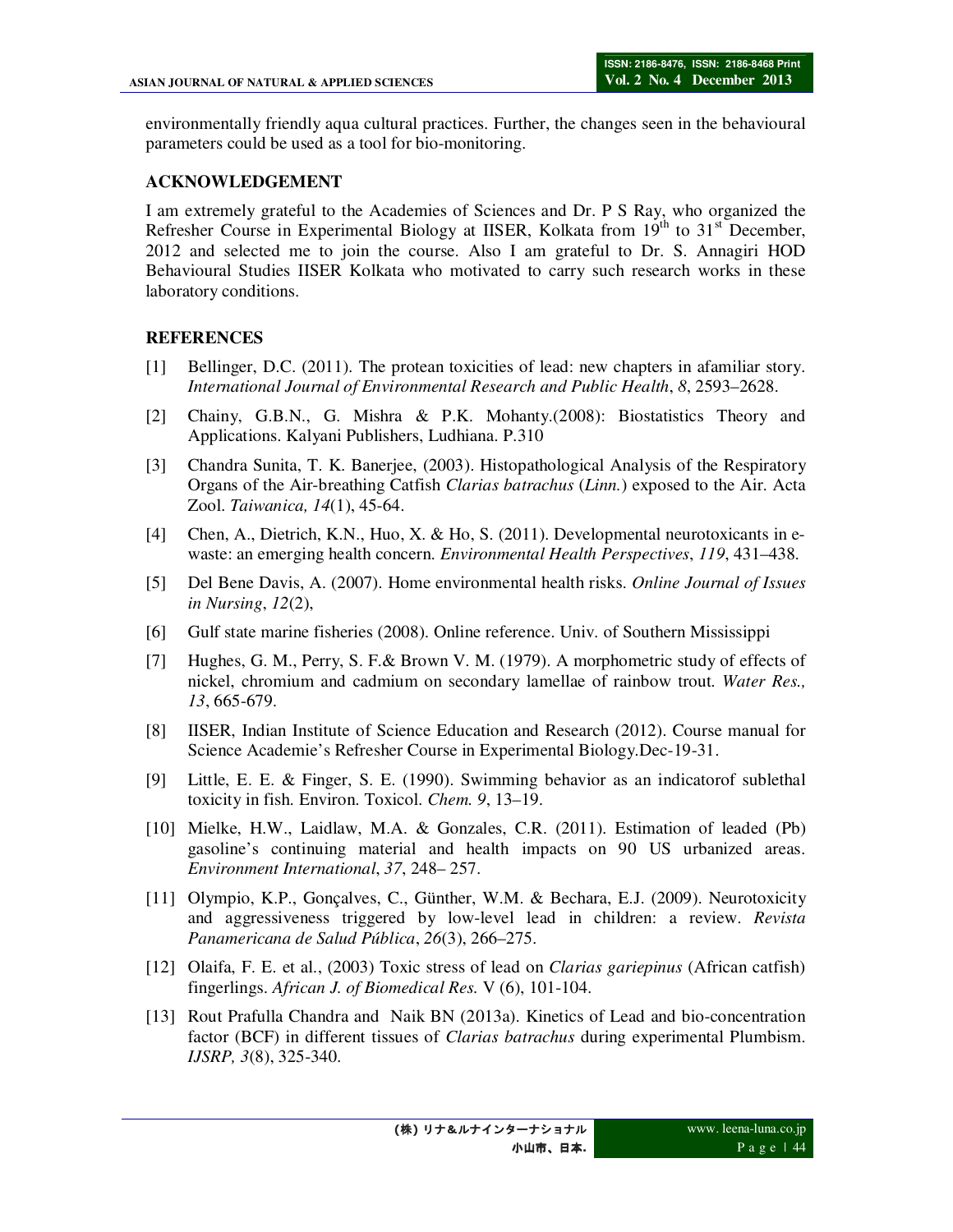environmentally friendly aqua cultural practices. Further, the changes seen in the behavioural parameters could be used as a tool for bio-monitoring.

## ACKNOWLEDGEMENT

I am extremely grateful to the Academies of Sciences and Dr. P S Ray, who organized the Refresher Course in Experimental Biology at IISER, Kolkata from 19th to 31st December, 2012 and selected me to join the course. Also I am grateful to Dr. S. Annagiri HOD Behavioural Studies IISER Kolkata who motivated to carry such research works in these laboratory conditions.

## REFERENCES

[1] Bellinger, D.C. (2011). The protean toxicities of lead: new chapters in afamiliar story. *International Journal of Environmental Research and Public Health*, *8*, 2593–2628.

[2] Chainy, G.B.N., G. Mishra & P.K. Mohanty.(2008): Biostatistics Theory and Applications. Kalyani Publishers, Ludhiana. P.310

[3] Chandra Sunita, T. K. Banerjee, (2003). Histopathological Analysis of the Respiratory Organs of the Air-breathing Catfish *Clarias batrachus* (*Linn.*) exposed to the Air. Acta Zool. *Taiwanica, 14*(1), 45-64.

[4] Chen, A., Dietrich, K.N., Huo, X. & Ho, S. (2011). Developmental neurotoxicants in e-waste: an emerging health concern. *Environmental Health Perspectives*, *119*, 431–438.

[5] Del Bene Davis, A. (2007). Home environmental health risks. *Online Journal of Issues in Nursing*, *12*(2),

[6] Gulf state marine fisheries (2008). Online reference. Univ. of Southern Mississippi

[7] Hughes, G. M., Perry, S. F.& Brown V. M. (1979). A morphometric study of effects of nickel, chromium and cadmium on secondary lamellae of rainbow trout. *Water Res., 13*, 665-679.

[8] IISER, Indian Institute of Science Education and Research (2012). Course manual for Science Academie's Refresher Course in Experimental Biology.Dec-19-31.

[9] Little, E. E. & Finger, S. E. (1990). Swimming behavior as an indicatorof sublethal toxicity in fish. Environ. Toxicol. *Chem. 9*, 13–19.

[10] Mielke, H.W., Laidlaw, M.A. & Gonzales, C.R. (2011). Estimation of leaded (Pb) gasoline's continuing material and health impacts on 90 US urbanized areas. *Environment International*, *37*, 248– 257.

[11] Olympio, K.P., Gonçalves, C., Günther, W.M. & Bechara, E.J. (2009). Neurotoxicity and aggressiveness triggered by low-level lead in children: a review. *Revista Panamericana de Salud Pública*, *26*(3), 266–275.

[12] Olaifa, F. E. et al., (2003) Toxic stress of lead on *Clarias gariepinus* (African catfish) fingerlings. *African J. of Biomedical Res.* V (6), 101-104.

[13] Rout Prafulla Chandra and Naik BN (2013a). Kinetics of Lead and bio-concentration factor (BCF) in different tissues of *Clarias batrachus* during experimental Plumbism. *IJSRP, 3*(8), 325-340.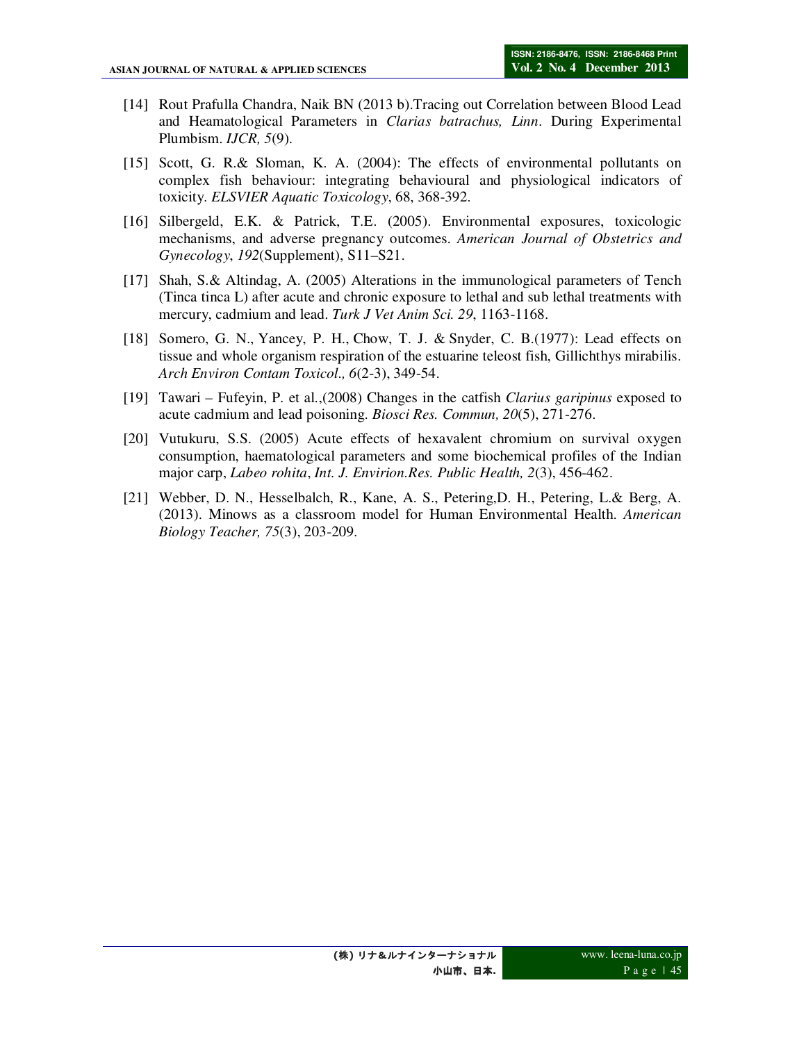[14] Rout Prafulla Chandra, Naik BN (2013 b).Tracing out Correlation between Blood Lead and Heamatological Parameters in *Clarias batrachus, Linn*. During Experimental Plumbism. *IJCR, 5*(9).

[15] Scott, G. R.& Sloman, K. A. (2004): The effects of environmental pollutants on complex fish behaviour: integrating behavioural and physiological indicators of toxicity. *ELSVIER Aquatic Toxicology*, 68, 368-392.

[16] Silbergeld, E.K. & Patrick, T.E. (2005). Environmental exposures, toxicologic mechanisms, and adverse pregnancy outcomes. *American Journal of Obstetrics and Gynecology*, *192*(Supplement), S11–S21.

[17] Shah, S.& Altindag, A. (2005) Alterations in the immunological parameters of Tench (Tinca tinca L) after acute and chronic exposure to lethal and sub lethal treatments with mercury, cadmium and lead. *Turk J Vet Anim Sci. 29*, 1163-1168.

[18] Somero, G. N., Yancey, P. H., Chow, T. J. & Snyder, C. B.(1977): Lead effects on tissue and whole organism respiration of the estuarine teleost fish, Gillichthys mirabilis. *Arch Environ Contam Toxicol., 6*(2-3), 349-54.

[19] Tawari – Fufeyin, P. et al.,(2008) Changes in the catfish *Clarius garipinus* exposed to acute cadmium and lead poisoning. *Biosci Res. Commun, 20*(5), 271-276.

[20] Vutukuru, S.S. (2005) Acute effects of hexavalent chromium on survival oxygen consumption, haematological parameters and some biochemical profiles of the Indian major carp, *Labeo rohita*, *Int. J. Envirion.Res. Public Health, 2*(3), 456-462.

[21] Webber, D. N., Hesselbalch, R., Kane, A. S., Petering,D. H., Petering, L.& Berg, A. (2013). Minows as a classroom model for Human Environmental Health. *American Biology Teacher, 75*(3), 203-209.